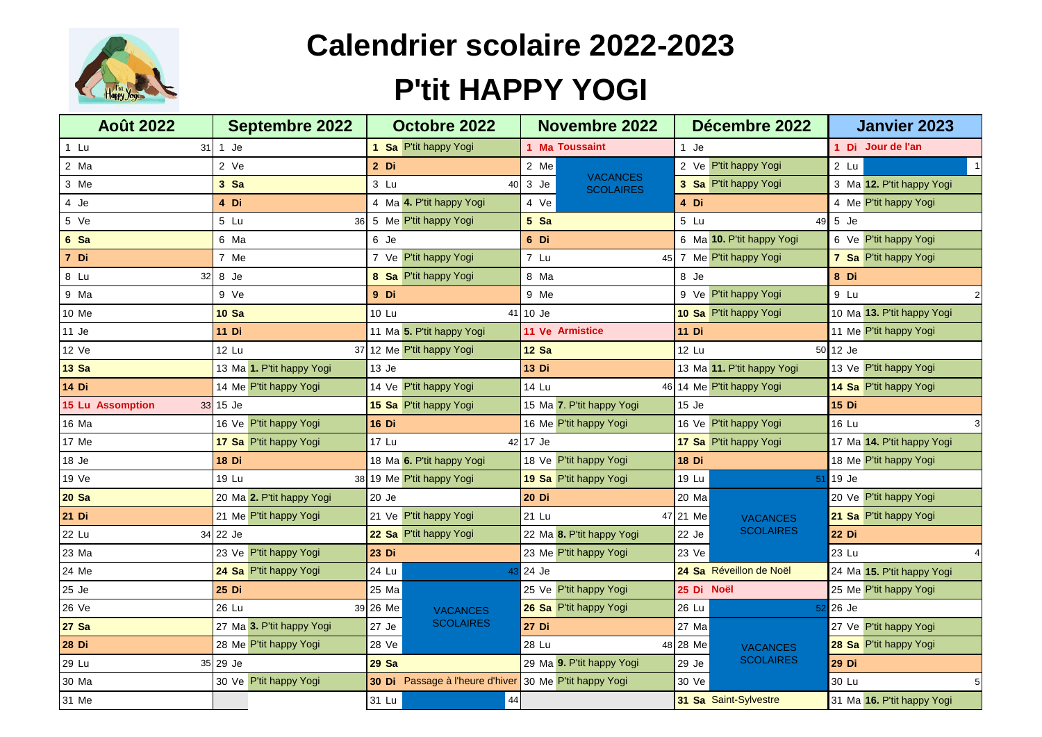# Calendrier scolaire 2022-2023

# P'tit HAPPY YOGI

| Août 2022 | Septembre 2022 | Octobre 2022 | Novembre 2022 | Décembre 2022 | Janvier 2023 |
|---|---|---|---|---|---|
| 1 Lu 31 | 1 Je | **1 Sa** P'tit happy Yogi | **1 Ma Toussaint** | 1 Je | **1 Di Jour de l'an** |
| 2 Ma | 2 Ve | **2 Di** | 2 Me VACANCES SCOLAIRES | 2 Ve P'tit happy Yogi | 2 Lu 1 |
| 3 Me | **3 Sa** | 3 Lu 40 | 3 Je | **3 Sa** P'tit happy Yogi | 3 Ma **12.** P'tit happy Yogi |
| 4 Je | **4 Di** | 4 Ma **4.** P'tit happy Yogi | 4 Ve | **4 Di** | 4 Me P'tit happy Yogi |
| 5 Ve | 5 Lu 36 | 5 Me P'tit happy Yogi | **5 Sa** | 5 Lu 49 | 5 Je |
| **6 Sa** | 6 Ma | 6 Je | **6 Di** | 6 Ma **10.** P'tit happy Yogi | 6 Ve P'tit happy Yogi |
| **7 Di** | 7 Me | 7 Ve P'tit happy Yogi | 7 Lu 45 | 7 Me P'tit happy Yogi | **7 Sa** P'tit happy Yogi |
| 8 Lu 32 | 8 Je | **8 Sa** P'tit happy Yogi | 8 Ma | 8 Je | **8 Di** |
| 9 Ma | 9 Ve | **9 Di** | 9 Me | 9 Ve P'tit happy Yogi | 9 Lu 2 |
| 10 Me | **10 Sa** | 10 Lu 41 | 10 Je | **10 Sa** P'tit happy Yogi | 10 Ma **13.** P'tit happy Yogi |
| 11 Je | **11 Di** | 11 Ma **5.** P'tit happy Yogi | **11 Ve Armistice** | **11 Di** | 11 Me P'tit happy Yogi |
| 12 Ve | 12 Lu 37 | 12 Me P'tit happy Yogi | **12 Sa** | 12 Lu 50 | 12 Je |
| **13 Sa** | 13 Ma **1.** P'tit happy Yogi | 13 Je | **13 Di** | 13 Ma **11.** P'tit happy Yogi | 13 Ve P'tit happy Yogi |
| **14 Di** | 14 Me P'tit happy Yogi | 14 Ve P'tit happy Yogi | 14 Lu 46 | 14 Me P'tit happy Yogi | **14 Sa** P'tit happy Yogi |
| **15 Lu Assomption** 33 | 15 Je | **15 Sa** P'tit happy Yogi | 15 Ma **7.** P'tit happy Yogi | 15 Je | **15 Di** |
| 16 Ma | 16 Ve P'tit happy Yogi | **16 Di** | 16 Me P'tit happy Yogi | 16 Ve P'tit happy Yogi | 16 Lu 3 |
| 17 Me | **17 Sa** P'tit happy Yogi | 17 Lu 42 | 17 Je | **17 Sa** P'tit happy Yogi | 17 Ma **14.** P'tit happy Yogi |
| 18 Je | **18 Di** | 18 Ma **6.** P'tit happy Yogi | 18 Ve P'tit happy Yogi | **18 Di** | 18 Me P'tit happy Yogi |
| 19 Ve | 19 Lu 38 | 19 Me P'tit happy Yogi | **19 Sa** P'tit happy Yogi | 19 Lu 51 | 19 Je |
| **20 Sa** | 20 Ma **2.** P'tit happy Yogi | 20 Je | **20 Di** | 20 Ma VACANCES SCOLAIRES | 20 Ve P'tit happy Yogi |
| **21 Di** | 21 Me P'tit happy Yogi | 21 Ve P'tit happy Yogi | 21 Lu 47 | 21 Me | **21 Sa** P'tit happy Yogi |
| 22 Lu 34 | 22 Je | **22 Sa** P'tit happy Yogi | 22 Ma **8.** P'tit happy Yogi | 22 Je | **22 Di** |
| 23 Ma | 23 Ve P'tit happy Yogi | **23 Di** | 23 Me P'tit happy Yogi | 23 Ve | 23 Lu 4 |
| 24 Me | **24 Sa** P'tit happy Yogi | 24 Lu 43 VACANCES SCOLAIRES | 24 Je | **24 Sa** Réveillon de Noël | 24 Ma **15.** P'tit happy Yogi |
| 25 Je | **25 Di** | 25 Ma | 25 Ve P'tit happy Yogi | **25 Di Noël** | 25 Me P'tit happy Yogi |
| 26 Ve | 26 Lu 39 | 26 Me | **26 Sa** P'tit happy Yogi | 26 Lu 52 | 26 Je |
| **27 Sa** | 27 Ma **3.** P'tit happy Yogi | 27 Je | **27 Di** | 27 Ma | 27 Ve P'tit happy Yogi |
| **28 Di** | 28 Me P'tit happy Yogi | 28 Ve | 28 Lu 48 | 28 Me VACANCES SCOLAIRES | **28 Sa** P'tit happy Yogi |
| 29 Lu 35 | 29 Je | **29 Sa** | 29 Ma **9.** P'tit happy Yogi | 29 Je | **29 Di** |
| 30 Ma | 30 Ve P'tit happy Yogi | **30 Di** Passage à l'heure d'hiver | 30 Me P'tit happy Yogi | 30 Ve | 30 Lu 5 |
| 31 Me | | 31 Lu 44 | | **31 Sa** Saint-Sylvestre | 31 Ma **16.** P'tit happy Yogi |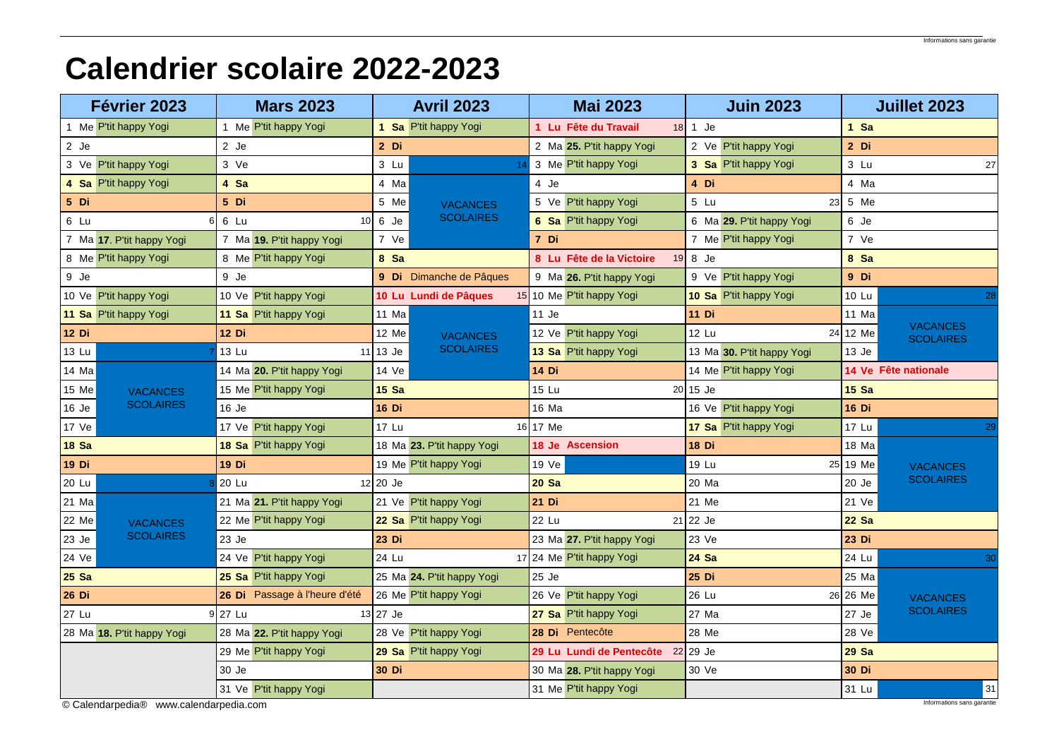# Calendrier scolaire 2022-2023

| Février 2023 | Mars 2023 | Avril 2023 | Mai 2023 | Juin 2023 | Juillet 2023 |
|---|---|---|---|---|---|
| 1 Me P'tit happy Yogi | 1 Me P'tit happy Yogi | **1 Sa** P'tit happy Yogi | **1 Lu Fête du Travail** 18 | 1 Je | **1 Sa** |
| 2 Je | 2 Je | **2 Di** | 2 Ma **25.** P'tit happy Yogi | 2 Ve P'tit happy Yogi | **2 Di** |
| 3 Ve P'tit happy Yogi | 3 Ve | 3 Lu 14 VACANCES SCOLAIRES | 3 Me P'tit happy Yogi | **3 Sa** P'tit happy Yogi | 3 Lu 27 |
| **4 Sa** P'tit happy Yogi | **4 Sa** | 4 Ma | 4 Je | **4 Di** | 4 Ma |
| **5 Di** | **5 Di** | 5 Me | 5 Ve P'tit happy Yogi | 5 Lu 23 | 5 Me |
| 6 Lu 6 | 6 Lu 10 | 6 Je | **6 Sa** P'tit happy Yogi | 6 Ma **29.** P'tit happy Yogi | 6 Je |
| 7 Ma **17.** P'tit happy Yogi | 7 Ma **19.** P'tit happy Yogi | 7 Ve | **7 Di** | 7 Me P'tit happy Yogi | 7 Ve |
| 8 Me P'tit happy Yogi | 8 Me P'tit happy Yogi | **8 Sa** | **8 Lu Fête de la Victoire** 19 | 8 Je | **8 Sa** |
| 9 Je | 9 Je | **9 Di** Dimanche de Pâques | 9 Ma **26.** P'tit happy Yogi | 9 Ve P'tit happy Yogi | **9 Di** |
| 10 Ve P'tit happy Yogi | 10 Ve P'tit happy Yogi | **10 Lu Lundi de Pâques** 15 | 10 Me P'tit happy Yogi | **10 Sa** P'tit happy Yogi | 10 Lu 28 VACANCES SCOLAIRES |
| **11 Sa** P'tit happy Yogi | **11 Sa** P'tit happy Yogi | 11 Ma VACANCES SCOLAIRES | 11 Je | **11 Di** | 11 Ma |
| **12 Di** | **12 Di** | 12 Me | 12 Ve P'tit happy Yogi | 12 Lu 24 | 12 Me |
| 13 Lu 7 VACANCES SCOLAIRES | 13 Lu 11 | 13 Je | **13 Sa** P'tit happy Yogi | 13 Ma **30.** P'tit happy Yogi | 13 Je |
| 14 Ma | 14 Ma **20.** P'tit happy Yogi | 14 Ve | **14 Di** | 14 Me P'tit happy Yogi | **14 Ve Fête nationale** |
| 15 Me | 15 Me P'tit happy Yogi | **15 Sa** | 15 Lu 20 | 15 Je | **15 Sa** |
| 16 Je | 16 Je | **16 Di** | 16 Ma | 16 Ve P'tit happy Yogi | **16 Di** |
| 17 Ve | 17 Ve P'tit happy Yogi | 17 Lu 16 | 17 Me | **17 Sa** P'tit happy Yogi | 17 Lu 29 VACANCES SCOLAIRES |
| **18 Sa** | **18 Sa** P'tit happy Yogi | 18 Ma **23.** P'tit happy Yogi | **18 Je Ascension** | **18 Di** | 18 Ma |
| **19 Di** | **19 Di** | 19 Me P'tit happy Yogi | 19 Ve | 19 Lu 25 | 19 Me |
| 20 Lu 8 VACANCES SCOLAIRES | 20 Lu 12 | 20 Je | **20 Sa** | 20 Ma | 20 Je |
| 21 Ma | 21 Ma **21.** P'tit happy Yogi | 21 Ve P'tit happy Yogi | **21 Di** | 21 Me | 21 Ve |
| 22 Me | 22 Me P'tit happy Yogi | **22 Sa** P'tit happy Yogi | 22 Lu 21 | 22 Je | **22 Sa** |
| 23 Je | 23 Je | **23 Di** | 23 Ma **27.** P'tit happy Yogi | 23 Ve | **23 Di** |
| 24 Ve | 24 Ve P'tit happy Yogi | 24 Lu 17 | 24 Me P'tit happy Yogi | **24 Sa** | 24 Lu 30 VACANCES SCOLAIRES |
| **25 Sa** | **25 Sa** P'tit happy Yogi | 25 Ma **24.** P'tit happy Yogi | 25 Je | **25 Di** | 25 Ma |
| **26 Di** | **26 Di** Passage à l'heure d'été | 26 Me P'tit happy Yogi | 26 Ve P'tit happy Yogi | 26 Lu 26 | 26 Me |
| 27 Lu 9 | 27 Lu 13 | 27 Je | **27 Sa** P'tit happy Yogi | 27 Ma | 27 Je |
| 28 Ma **18.** P'tit happy Yogi | 28 Ma **22.** P'tit happy Yogi | 28 Ve P'tit happy Yogi | **28 Di** Pentecôte | 28 Me | 28 Ve |
| | 29 Me P'tit happy Yogi | **29 Sa** P'tit happy Yogi | **29 Lu Lundi de Pentecôte** 22 | 29 Je | **29 Sa** |
| | 30 Je | **30 Di** | 30 Ma **28.** P'tit happy Yogi | 30 Ve | **30 Di** |
| | 31 Ve P'tit happy Yogi | | 31 Me P'tit happy Yogi | | 31 Lu 31 |

© Calendarpedia® www.calendarpedia.com

Informations sans garantie